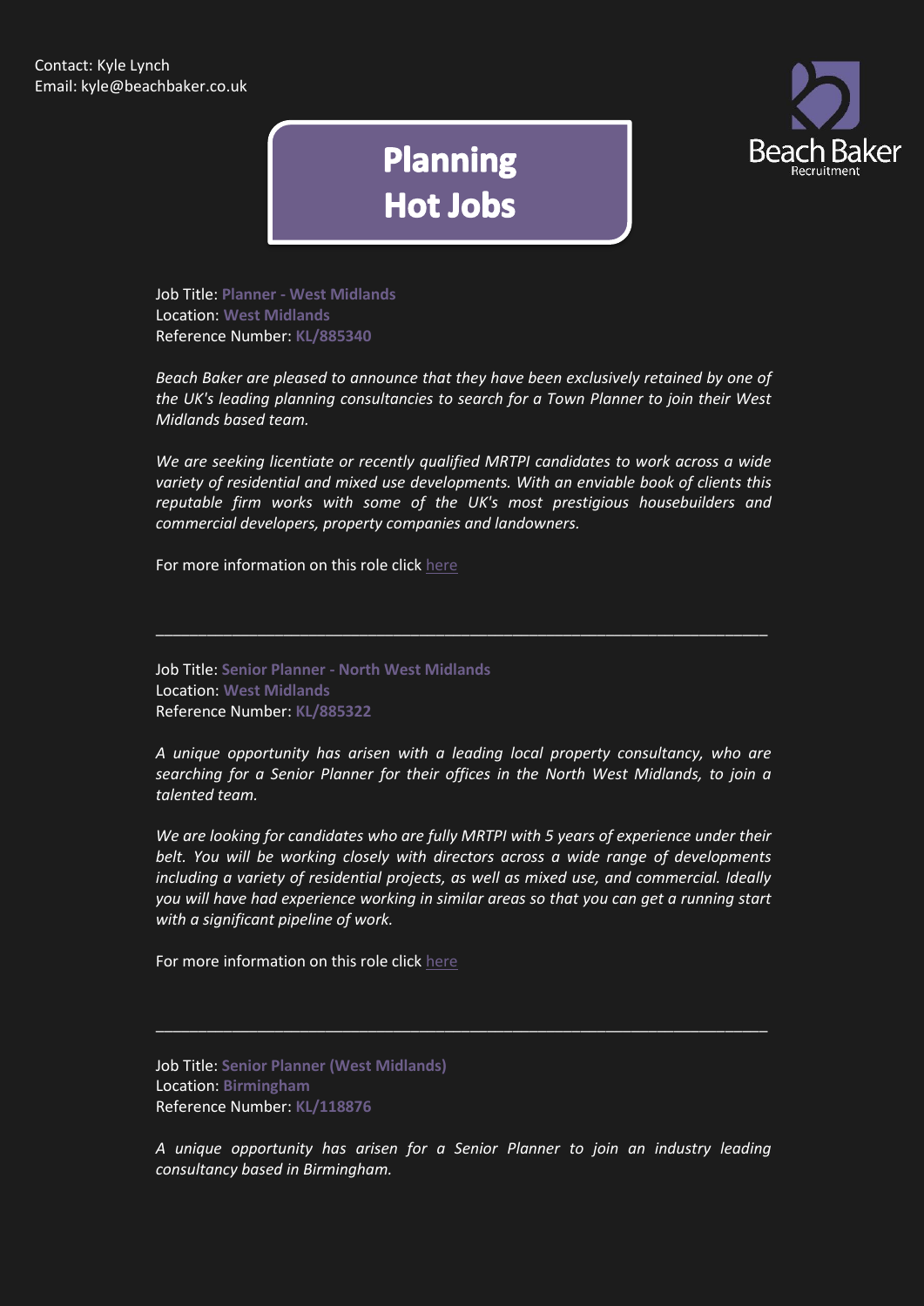Contact: Kyle Lynch
Email: kyle@beachbaker.co.uk

# Planning Hot Jobs

Job Title: **Planner - West Midlands**
Location: **West Midlands**
Reference Number: **KL/885340**

*Beach Baker are pleased to announce that they have been exclusively retained by one of the UK's leading planning consultancies to search for a Town Planner to join their West Midlands based team.*

*We are seeking licentiate or recently qualified MRTPI candidates to work across a wide variety of residential and mixed use developments. With an enviable book of clients this reputable firm works with some of the UK's most prestigious housebuilders and commercial developers, property companies and landowners.*

For more information on this role click here

---

Job Title: **Senior Planner - North West Midlands**
Location: **West Midlands**
Reference Number: **KL/885322**

*A unique opportunity has arisen with a leading local property consultancy, who are searching for a Senior Planner for their offices in the North West Midlands, to join a talented team.*

*We are looking for candidates who are fully MRTPI with 5 years of experience under their belt. You will be working closely with directors across a wide range of developments including a variety of residential projects, as well as mixed use, and commercial. Ideally you will have had experience working in similar areas so that you can get a running start with a significant pipeline of work.*

For more information on this role click here

---

Job Title: **Senior Planner (West Midlands)**
Location: **Birmingham**
Reference Number: **KL/118876**

*A unique opportunity has arisen for a Senior Planner to join an industry leading consultancy based in Birmingham.*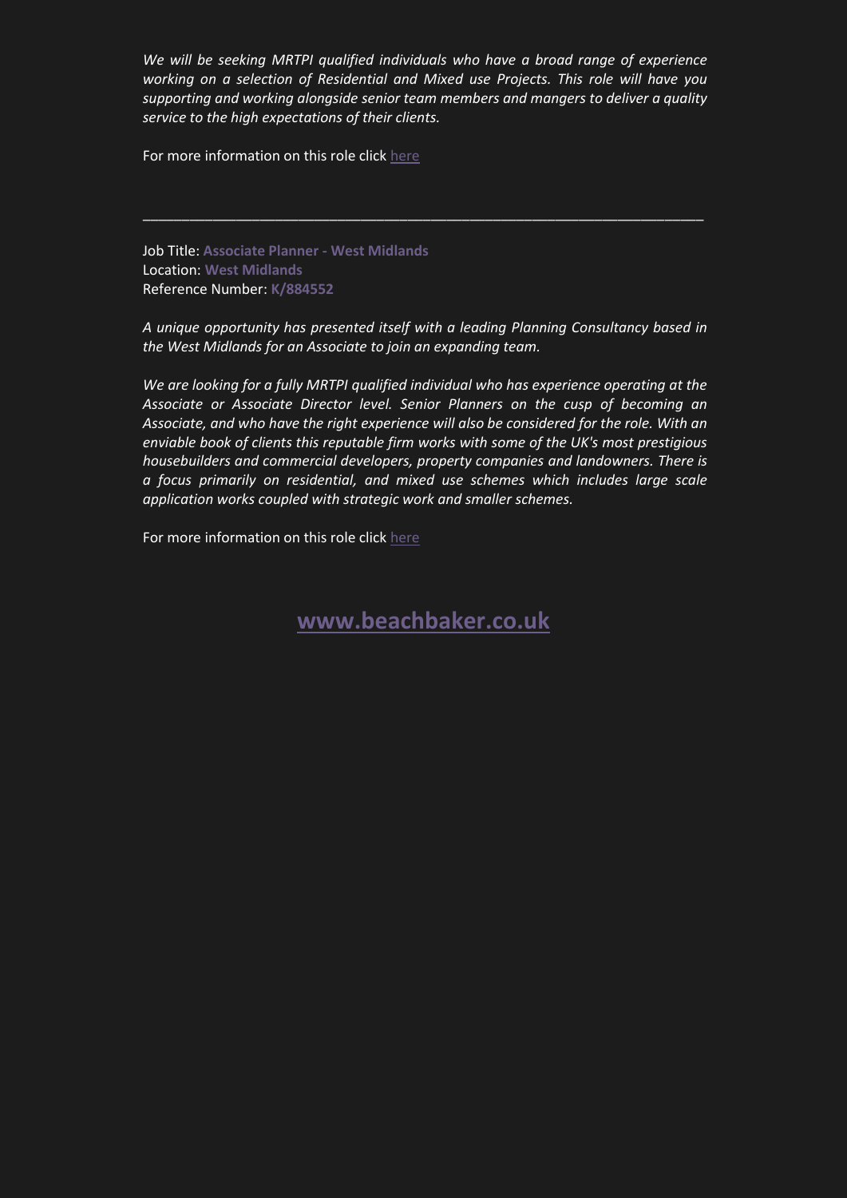*We will be seeking MRTPI qualified individuals who have a broad range of experience working on a selection of Residential and Mixed use Projects. This role will have you supporting and working alongside senior team members and mangers to deliver a quality service to the high expectations of their clients.*

For more information on this role click here

---

Job Title: **Associate Planner - West Midlands**
Location: **West Midlands**
Reference Number: **K/884552**

*A unique opportunity has presented itself with a leading Planning Consultancy based in the West Midlands for an Associate to join an expanding team.*

*We are looking for a fully MRTPI qualified individual who has experience operating at the Associate or Associate Director level. Senior Planners on the cusp of becoming an Associate, and who have the right experience will also be considered for the role. With an enviable book of clients this reputable firm works with some of the UK's most prestigious housebuilders and commercial developers, property companies and landowners. There is a focus primarily on residential, and mixed use schemes which includes large scale application works coupled with strategic work and smaller schemes.*

For more information on this role click here

**www.beachbaker.co.uk**